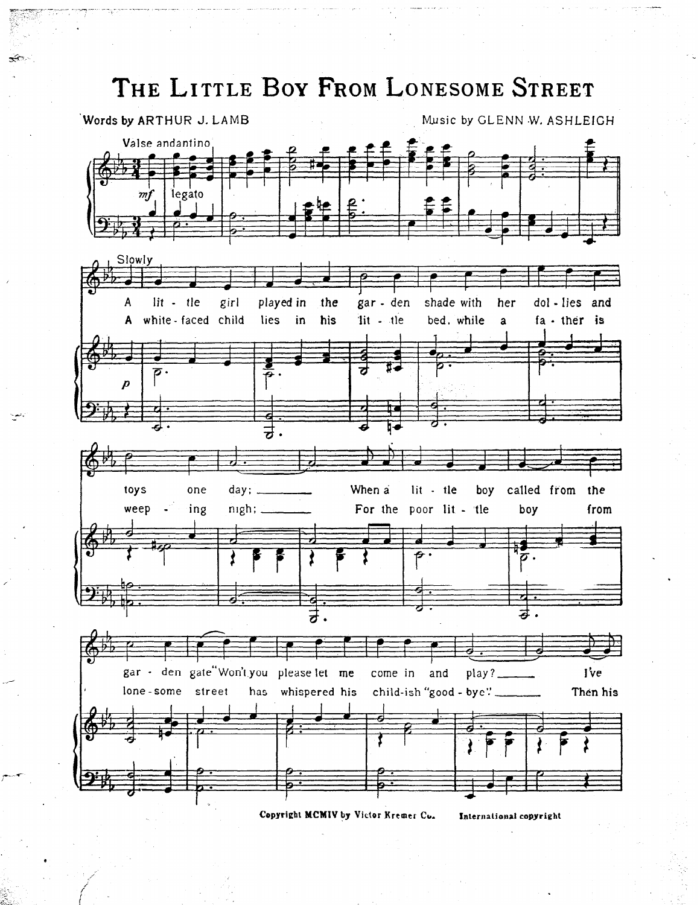# The Little Boy From Lonesome Street

Words by ARTHUR J. LAMB

Music by GLENN W. ASHLEIGH

Valse andantino

*mf* legato

Slowly

*p*

A lit - tle girl played in the gar - den shade with her dol - lies and toys one day; ——— When a lit - tle boy called from the gar - den gate "Won't you please let me come in and play? ——— I've

A white - faced child lies in his lit - tle bed, while a fa - ther is weep - ing nigh; ——— For the poor lit - tle boy from lone - some street has whispered his child - ish "good - bye." ——— Then his

Copyright MCMIV by Victor Kremer Co. International copyright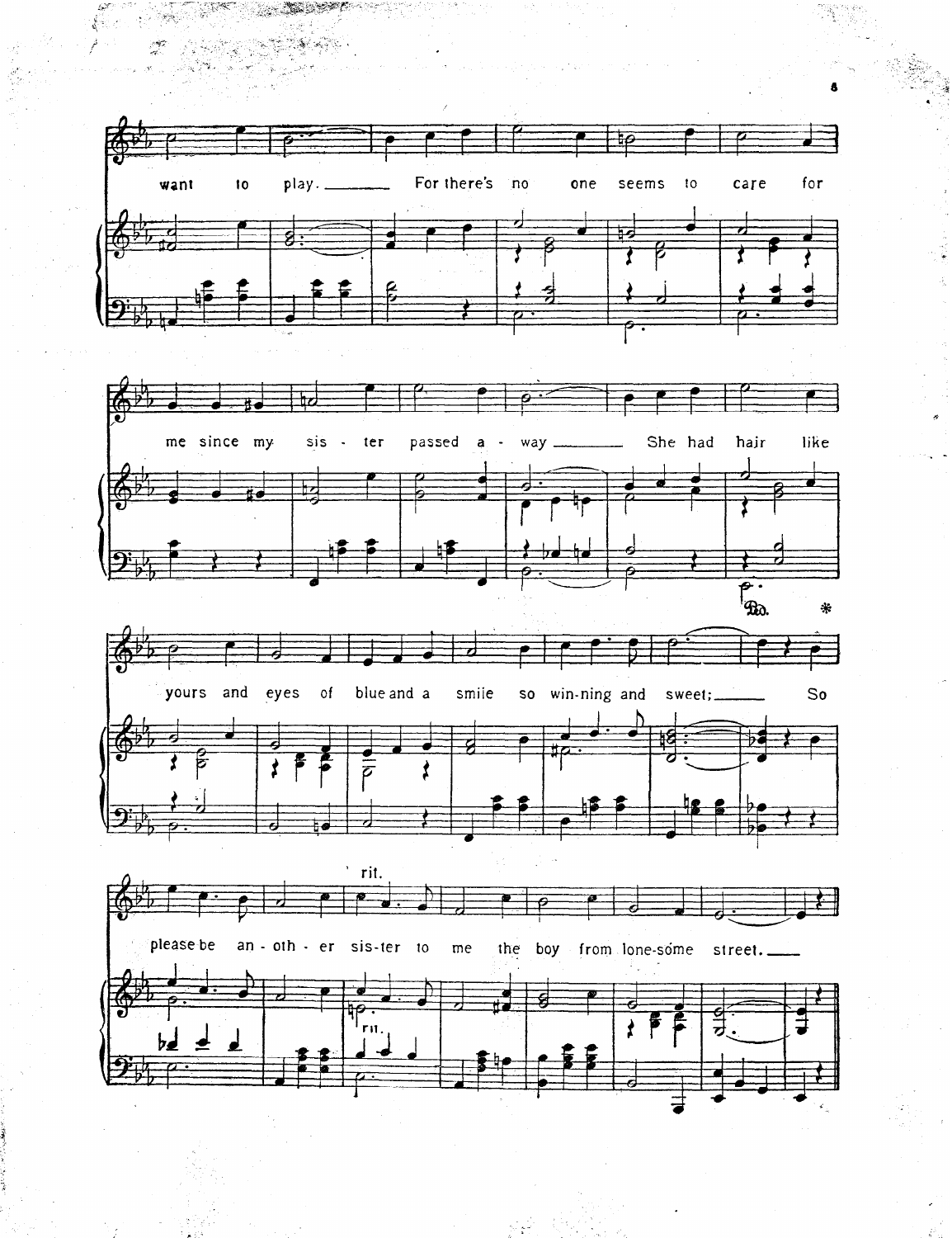want to play. For there's no one seems to care for

me since my sis - ter passed a - way She had hair like

yours and eyes of blue and a smile so win-ning and sweet; So

rit.

please be an - oth - er sis-ter to me the boy from lone-some street.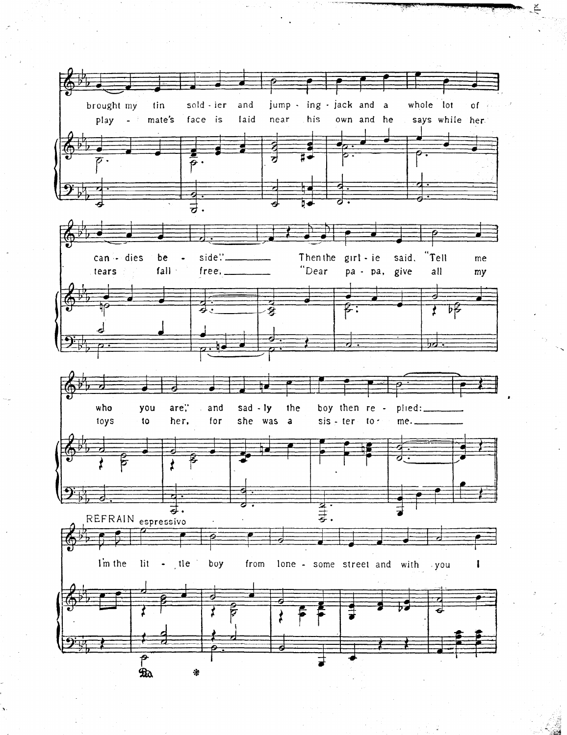brought my tin sold - ier and jump - ing - jack and a whole lot of
play - mate's face is laid near his own and he says while her

can - dies be - side". Then the girl - ie said, "Tell me
tears fall free, "Dear pa - pa, give all my

who you are," and sad - ly the boy then re - plied:
toys to her, for she was a sis - ter to me.

REFRAIN espressivo

I'm the lit - tle boy from lone - some street and with you I